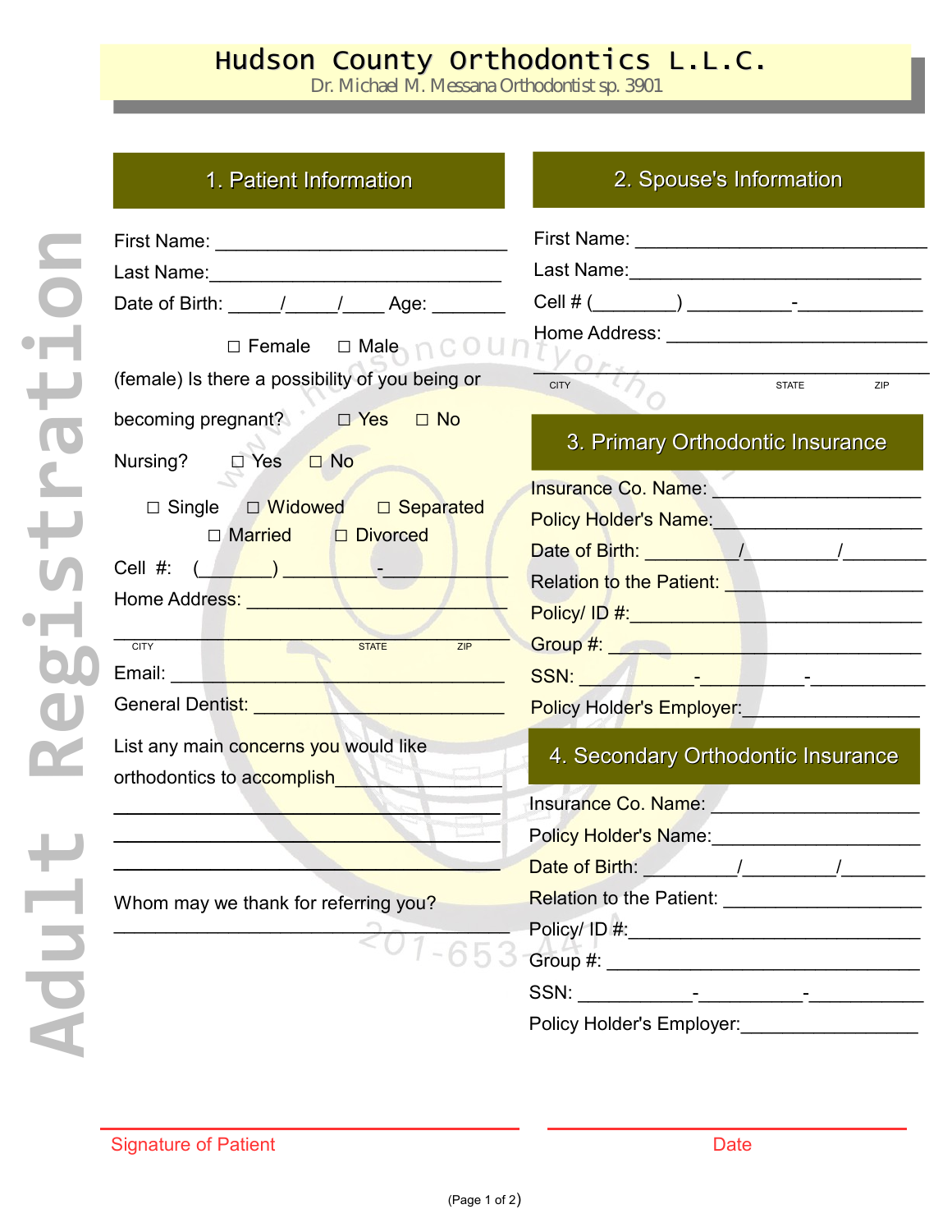# Hudson County Orthodontics L.L.C.

Dr. Michael M. Messana Orthodontist sp. 3901

Adult Registration

## 1. Patient Information

First Name: ______________________________

Last Name:______________________________

Date of Birth: _____/_____/____ Age: _______

☐ Female ☐ Male

(female) Is there a possibility of you being or becoming pregnant? ☐ Yes ☐ No

Nursing? ☐ Yes ☐ No

☐ Single ☐ Widowed ☐ Separated
☐ Married ☐ Divorced

Cell #: (_______) __________-____________

Home Address: __________________________

________________________________________
CITY STATE ZIP

Email: __________________________________

General Dentist: __________________________

List any main concerns you would like orthodontics to accomplish_______________

________________________________________

________________________________________

________________________________________

Whom may we thank for referring you?

________________________________________

## 2. Spouse's Information

First Name: ______________________________

Last Name:______________________________

Cell # (________) __________-____________

Home Address: __________________________

________________________________________
CITY STATE ZIP

## 3. Primary Orthodontic Insurance

Insurance Co. Name: ____________________

Policy Holder's Name:____________________

Date of Birth: _________/_________/________

Relation to the Patient: __________________

Policy/ ID #:____________________________

Group #: _______________________________

SSN: ___________-__________-___________

Policy Holder's Employer:________________

## 4. Secondary Orthodontic Insurance

Insurance Co. Name: ____________________

Policy Holder's Name:____________________

Date of Birth: _________/_________/________

Relation to the Patient: __________________

Policy/ ID #:____________________________

Group #: _______________________________

SSN: ___________-__________-___________

Policy Holder's Employer:________________

________________________________________ ________________________________________
Signature of Patient Date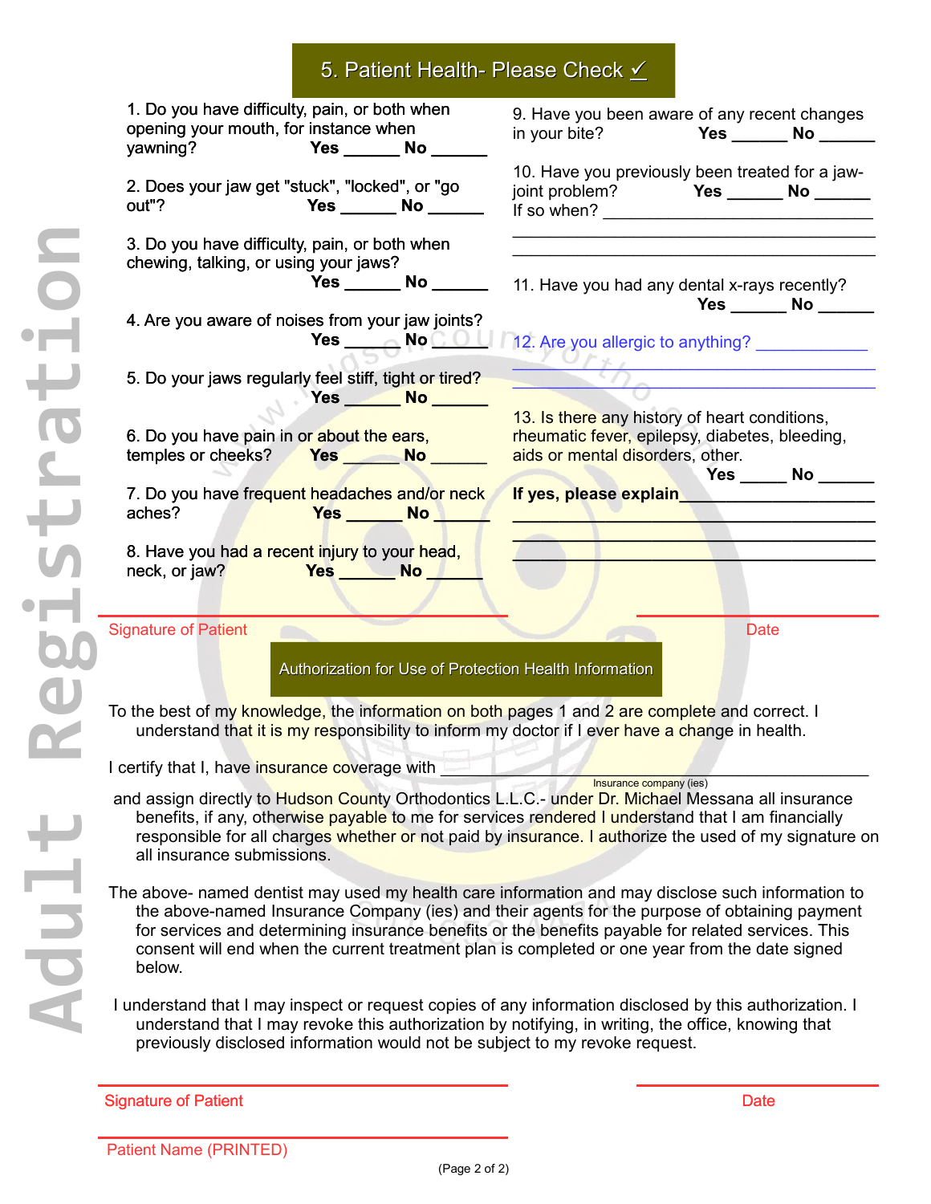## 5. Patient Health- Please Check ✓

1. Do you have difficulty, pain, or both when opening your mouth, for instance when yawning? **Yes** ______ **No** ______

2. Does your jaw get "stuck", "locked", or "go out"? **Yes** ______ **No** ______

3. Do you have difficulty, pain, or both when chewing, talking, or using your jaws? **Yes** ______ **No** ______

4. Are you aware of noises from your jaw joints? **Yes** ______ **No** ______

5. Do your jaws regularly feel stiff, tight or tired? **Yes** ______ **No** ______

6. Do you have pain in or about the ears, temples or cheeks? **Yes** ______ **No** ______

7. Do you have frequent headaches and/or neck aches? **Yes** ______ **No** ______

8. Have you had a recent injury to your head, neck, or jaw? **Yes** ______ **No** ______

9. Have you been aware of any recent changes in your bite? **Yes** ______ **No** ______

10. Have you previously been treated for a jaw-joint problem? **Yes** ______ **No** ______
If so when? ______________________________
________________________________________
________________________________________

11. Have you had any dental x-rays recently? **Yes** ______ **No** ______

12. Are you allergic to anything? ____________
________________________________________
________________________________________

13. Is there any history of heart conditions, rheumatic fever, epilepsy, diabetes, bleeding, aids or mental disorders, other. **Yes** _____ **No** ______

**If yes, please explain**____________________
________________________________________
________________________________________
________________________________________

Signature of Patient                                        Date

## Authorization for Use of Protection Health Information

To the best of my knowledge, the information on both pages 1 and 2 are complete and correct. I understand that it is my responsibility to inform my doctor if I ever have a change in health.

I certify that I, have insurance coverage with ______________________________
Insurance company (ies)

and assign directly to Hudson County Orthodontics L.L.C.- under Dr. Michael Messana all insurance benefits, if any, otherwise payable to me for services rendered I understand that I am financially responsible for all charges whether or not paid by insurance. I authorize the used of my signature on all insurance submissions.

The above- named dentist may used my health care information and may disclose such information to the above-named Insurance Company (ies) and their agents for the purpose of obtaining payment for services and determining insurance benefits or the benefits payable for related services. This consent will end when the current treatment plan is completed or one year from the date signed below.

I understand that I may inspect or request copies of any information disclosed by this authorization. I understand that I may revoke this authorization by notifying, in writing, the office, knowing that previously disclosed information would not be subject to my revoke request.

Signature of Patient                                        Date

Patient Name (PRINTED)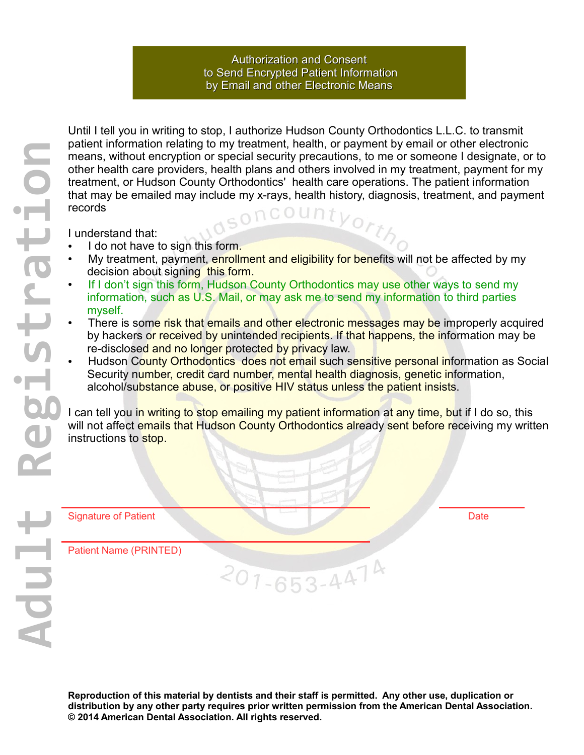# Authorization and Consent to Send Encrypted Patient Information by Email and other Electronic Means

Until I tell you in writing to stop, I authorize Hudson County Orthodontics L.L.C. to transmit patient information relating to my treatment, health, or payment by email or other electronic means, without encryption or special security precautions, to me or someone I designate, or to other health care providers, health plans and others involved in my treatment, payment for my treatment, or Hudson County Orthodontics' health care operations. The patient information that may be emailed may include my x-rays, health history, diagnosis, treatment, and payment records

I understand that:

- I do not have to sign this form.
- My treatment, payment, enrollment and eligibility for benefits will not be affected by my decision about signing this form.
- If I don't sign this form, Hudson County Orthodontics may use other ways to send my information, such as U.S. Mail, or may ask me to send my information to third parties myself.
- There is some risk that emails and other electronic messages may be improperly acquired by hackers or received by unintended recipients. If that happens, the information may be re-disclosed and no longer protected by privacy law.
- Hudson County Orthodontics does not email such sensitive personal information as Social Security number, credit card number, mental health diagnosis, genetic information, alcohol/substance abuse, or positive HIV status unless the patient insists.

I can tell you in writing to stop emailing my patient information at any time, but if I do so, this will not affect emails that Hudson County Orthodontics already sent before receiving my written instructions to stop.

Signature of Patient ____________________ Date __________

Patient Name (PRINTED) ____________________

Adult Registration

hudsoncountyortho.com

201-653-4474

**Reproduction of this material by dentists and their staff is permitted. Any other use, duplication or distribution by any other party requires prior written permission from the American Dental Association. © 2014 American Dental Association. All rights reserved.**